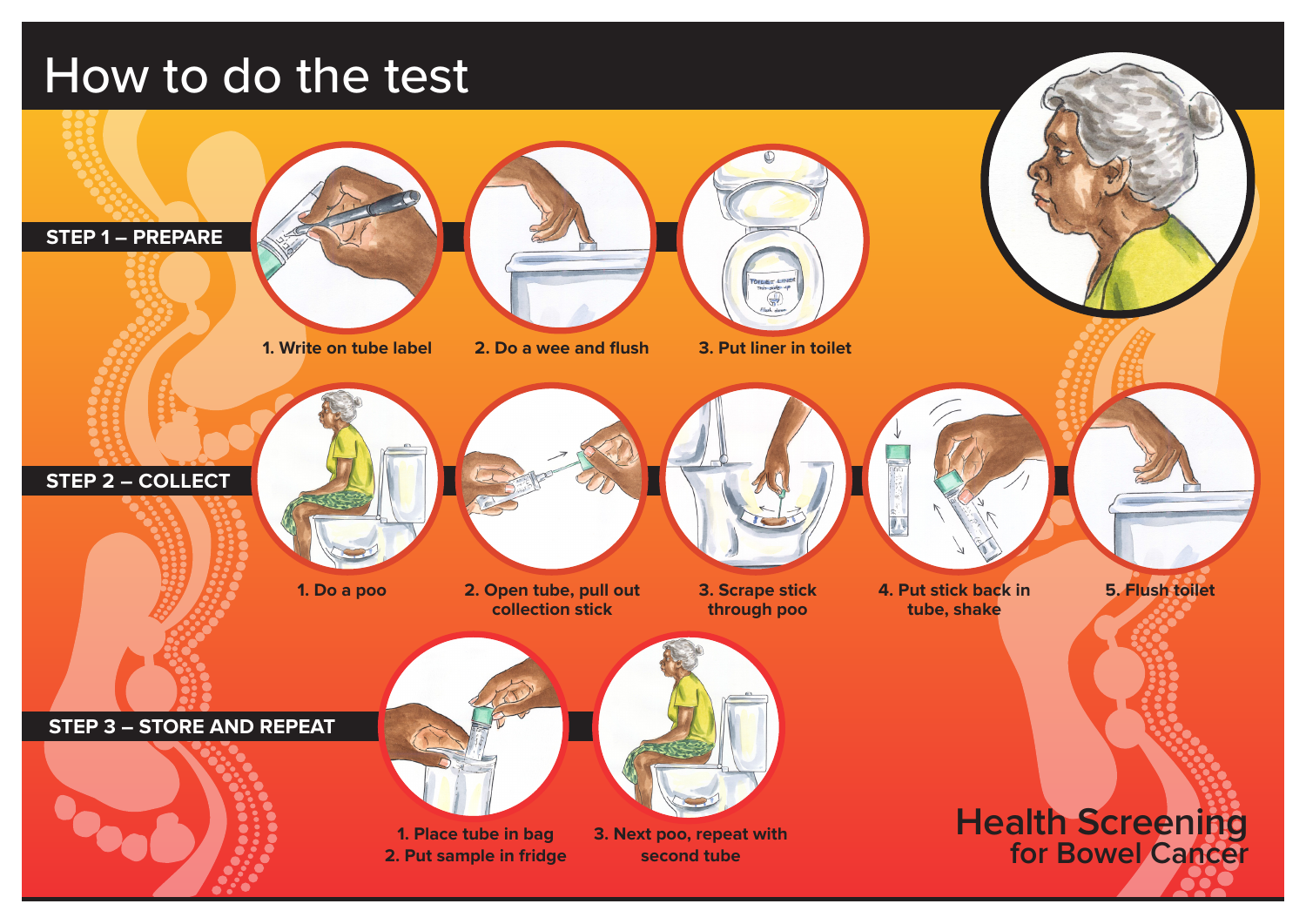# How to do the test

## STEP 1 – PREPARE

1. Write on tube label
2. Do a wee and flush
3. Put liner in toilet

## STEP 2 – COLLECT

1. Do a poo
2. Open tube, pull out collection stick
3. Scrape stick through poo
4. Put stick back in tube, shake
5. Flush toilet

## STEP 3 – STORE AND REPEAT

1. Place tube in bag
2. Put sample in fridge
3. Next poo, repeat with second tube

**Health Screening for Bowel Cancer**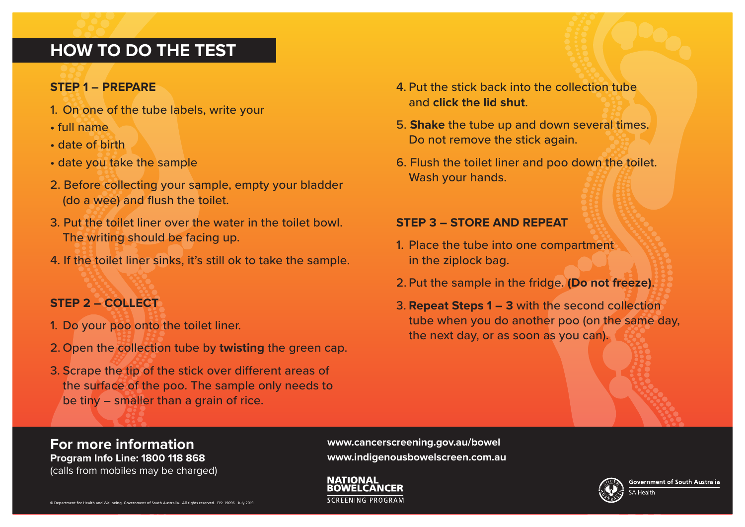# HOW TO DO THE TEST

### STEP 1 – PREPARE

1. On one of the tube labels, write your
   - full name
   - date of birth
   - date you take the sample
2. Before collecting your sample, empty your bladder (do a wee) and flush the toilet.
3. Put the toilet liner over the water in the toilet bowl. The writing should be facing up.
4. If the toilet liner sinks, it's still ok to take the sample.

### STEP 2 – COLLECT

1. Do your poo onto the toilet liner.
2. Open the collection tube by **twisting** the green cap.
3. Scrape the tip of the stick over different areas of the surface of the poo. The sample only needs to be tiny – smaller than a grain of rice.
4. Put the stick back into the collection tube and **click the lid shut**.
5. **Shake** the tube up and down several times. Do not remove the stick again.
6. Flush the toilet liner and poo down the toilet. Wash your hands.

### STEP 3 – STORE AND REPEAT

1. Place the tube into one compartment in the ziplock bag.
2. Put the sample in the fridge. **(Do not freeze)**.
3. **Repeat Steps 1 – 3** with the second collection tube when you do another poo (on the same day, the next day, or as soon as you can).

## For more information

**Program Info Line: 1800 118 868**
(calls from mobiles may be charged)

**www.cancerscreening.gov.au/bowel**
**www.indigenousbowelscreen.com.au**

NATIONAL BOWELCANCER SCREENING PROGRAM

Government of South Australia
SA Health

© Department for Health and Wellbeing, Government of South Australia. All rights reserved. FIS: 19096 July 2019.